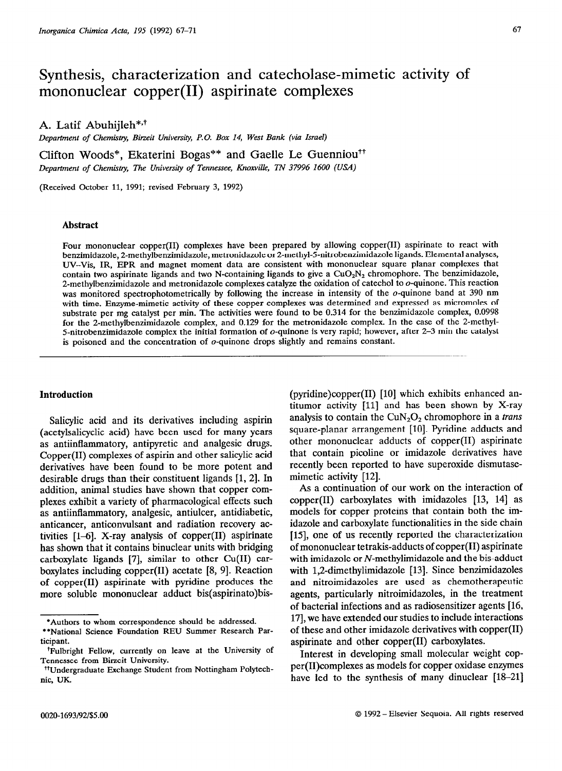# Synthesis, characterization and catecholase-mimetic activity of mononuclear copper(II) aspirinate complexes

A. Latif Abuhijleh*,†

*Department of Chemistry, Birzeit University, P.O. Box 14, West Bank (via Israel)*

Clifton Woods*, Ekaterini Bogas** and Gaelle Le Guenniou††

*Department of Chemistry, The University of Tennessee, Knoxville, TN 37996 1600 (USA)*

(Received October 11, 1991; revised February 3, 1992)

### Abstract

Four mononuclear copper(II) complexes have been prepared by allowing copper(II) aspirinate to react with benzimidazole, 2-methylbenzimidazole, metronidazole or 2-methyl-5-nitrobenzimidazole ligands. Elemental analyses, UV–Vis, IR, EPR and magnet moment data are consistent with mononuclear square planar complexes that contain two aspirinate ligands and two N-containing ligands to give a $CuO_2N_2$ chromophore. The benzimidazole, 2-methylbenzimidazole and metronidazole complexes catalyze the oxidation of catechol to *o*-quinone. This reaction was monitored spectrophotometrically by following the increase in intensity of the *o*-quinone band at 390 nm with time. Enzyme-mimetic activity of these copper complexes was determined and expressed as micromoles of substrate per mg catalyst per min. The activities were found to be 0.314 for the benzimidazole complex, 0.0998 for the 2-methylbenzimidazole complex, and 0.129 for the metronidazole complex. In the case of the 2-methyl-5-nitrobenzimidazole complex the initial formation of *o*-quinone is very rapid; however, after 2–3 min the catalyst is poisoned and the concentration of *o*-quinone drops slightly and remains constant.

## Introduction

Salicylic acid and its derivatives including aspirin (acetylsalicylic acid) have been used for many years as antiinflammatory, antipyretic and analgesic drugs. Copper(II) complexes of aspirin and other salicylic acid derivatives have been found to be more potent and desirable drugs than their constituent ligands [1, 2]. In addition, animal studies have shown that copper complexes exhibit a variety of pharmacological effects such as antiinflammatory, analgesic, antiulcer, antidiabetic, anticancer, anticonvulsant and radiation recovery activities [1–6]. X-ray analysis of copper(II) aspirinate has shown that it contains binuclear units with bridging carboxylate ligands [7], similar to other Cu(II) carboxylates including copper(II) acetate [8, 9]. Reaction of copper(II) aspirinate with pyridine produces the more soluble mononuclear adduct bis(aspirinato)bis(pyridine)copper(II) [10] which exhibits enhanced antitumor activity [11] and has been shown by X-ray analysis to contain the $CuN_2O_2$ chromophore in a *trans* square-planar arrangement [10]. Pyridine adducts and other mononuclear adducts of copper(II) aspirinate that contain picoline or imidazole derivatives have recently been reported to have superoxide dismutase-mimetic activity [12].

As a continuation of our work on the interaction of copper(II) carboxylates with imidazoles [13, 14] as models for copper proteins that contain both the imidazole and carboxylate functionalities in the side chain [15], one of us recently reported the characterization of mononuclear tetrakis-adducts of copper(II) aspirinate with imidazole or *N*-methylimidazole and the bis-adduct with 1,2-dimethylimidazole [13]. Since benzimidazoles and nitroimidazoles are used as chemotherapeutic agents, particularly nitroimidazoles, in the treatment of bacterial infections and as radiosensitizer agents [16, 17], we have extended our studies to include interactions of these and other imidazole derivatives with copper(II) aspirinate and other copper(II) carboxylates.

Interest in developing small molecular weight copper(II)complexes as models for copper oxidase enzymes have led to the synthesis of many dinuclear [18–21]

---

*Authors to whom correspondence should be addressed.

**National Science Foundation REU Summer Research Participant.

†Fulbright Fellow, currently on leave at the University of Tennessee from Birzeit University.

††Undergraduate Exchange Student from Nottingham Polytechnic, UK.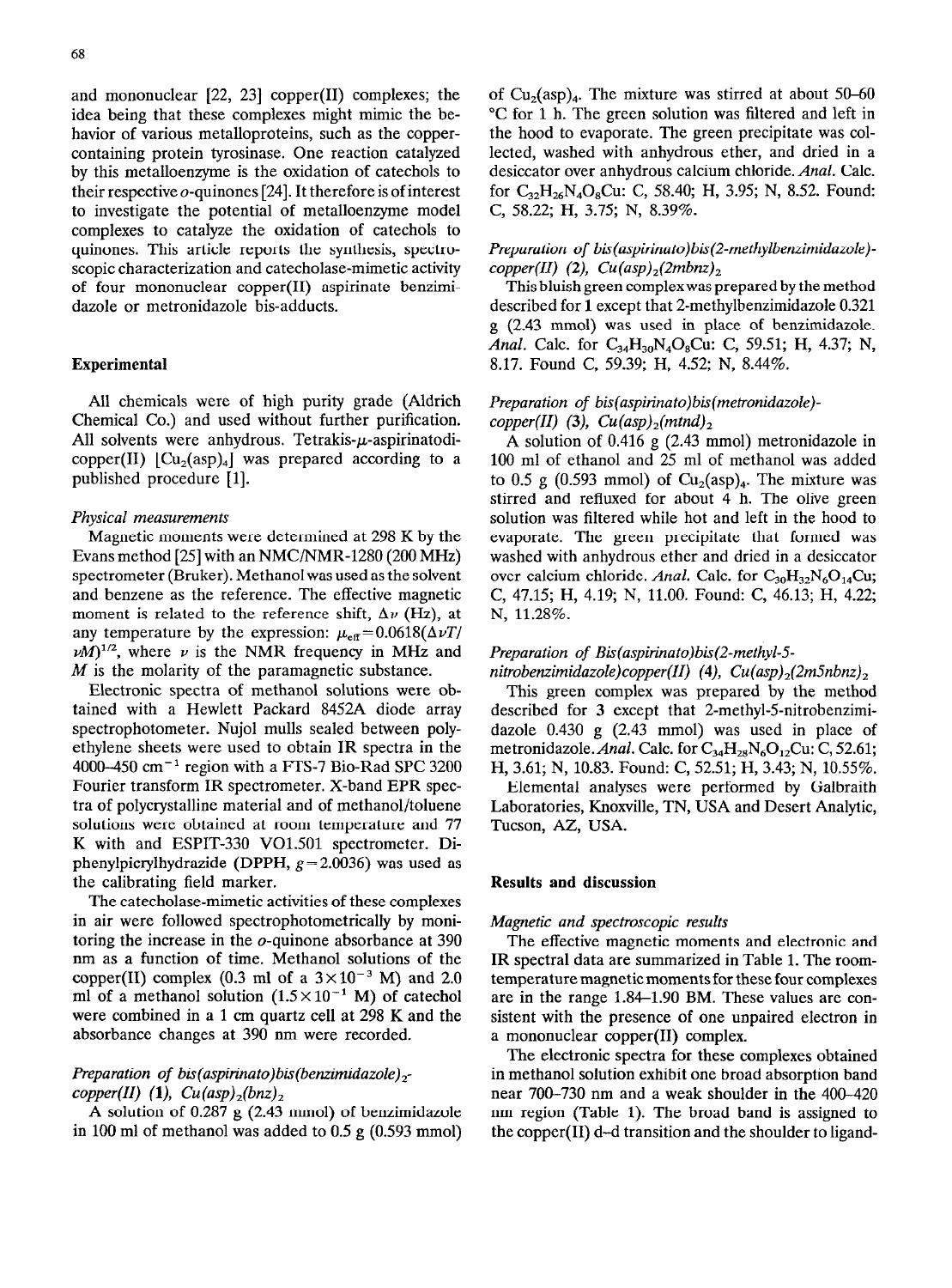and mononuclear [22, 23] copper(II) complexes; the idea being that these complexes might mimic the behavior of various metalloproteins, such as the copper-containing protein tyrosinase. One reaction catalyzed by this metalloenzyme is the oxidation of catechols to their respective *o*-quinones [24]. It therefore is of interest to investigate the potential of metalloenzyme model complexes to catalyze the oxidation of catechols to quinones. This article reports the synthesis, spectroscopic characterization and catecholase-mimetic activity of four mononuclear copper(II) aspirinate benzimidazole or metronidazole bis-adducts.

## Experimental

All chemicals were of high purity grade (Aldrich Chemical Co.) and used without further purification. All solvents were anhydrous. Tetrakis-$\mu$-aspirinatodicopper(II) [$Cu_2(asp)_4$] was prepared according to a published procedure [1].

### *Physical measurements*

Magnetic moments were determined at 298 K by the Evans method [25] with an NMC/NMR-1280 (200 MHz) spectrometer (Bruker). Methanol was used as the solvent and benzene as the reference. The effective magnetic moment is related to the reference shift, $\Delta\nu$ (Hz), at any temperature by the expression: $\mu_{eff}=0.0618(\Delta\nu T/\nu M)^{1/2}$, where $\nu$ is the NMR frequency in MHz and $M$ is the molarity of the paramagnetic substance.

Electronic spectra of methanol solutions were obtained with a Hewlett Packard 8452A diode array spectrophotometer. Nujol mulls sealed between polyethylene sheets were used to obtain IR spectra in the 4000–450 $cm^{-1}$ region with a FTS-7 Bio-Rad SPC 3200 Fourier transform IR spectrometer. X-band EPR spectra of polycrystalline material and of methanol/toluene solutions were obtained at room temperature and 77 K with and ESPIT-330 VO1.501 spectrometer. Diphenylpicrylhydrazide (DPPH, $g=2.0036$) was used as the calibrating field marker.

The catecholase-mimetic activities of these complexes in air were followed spectrophotometrically by monitoring the increase in the *o*-quinone absorbance at 390 nm as a function of time. Methanol solutions of the copper(II) complex (0.3 ml of a $3\times10^{-3}$ M) and 2.0 ml of a methanol solution ($1.5\times10^{-1}$ M) of catechol were combined in a 1 cm quartz cell at 298 K and the absorbance changes at 390 nm were recorded.

### *Preparation of bis(aspirinato)bis(benzimidazole)$_2$-copper(II) (1), $Cu(asp)_2(bnz)_2$*

A solution of 0.287 g (2.43 mmol) of benzimidazole in 100 ml of methanol was added to 0.5 g (0.593 mmol) of $Cu_2(asp)_4$. The mixture was stirred at about 50–60 °C for 1 h. The green solution was filtered and left in the hood to evaporate. The green precipitate was collected, washed with anhydrous ether, and dried in a desiccator over anhydrous calcium chloride. *Anal.* Calc. for $C_{32}H_{26}N_4O_8Cu$: C, 58.40; H, 3.95; N, 8.52. Found: C, 58.22; H, 3.75; N, 8.39%.

### *Preparation of bis(aspirinato)bis(2-methylbenzimidazole)-copper(II) (2), $Cu(asp)_2(2mbnz)_2$*

This bluish green complex was prepared by the method described for 1 except that 2-methylbenzimidazole 0.321 g (2.43 mmol) was used in place of benzimidazole. *Anal.* Calc. for $C_{34}H_{30}N_4O_8Cu$: C, 59.51; H, 4.37; N, 8.17. Found C, 59.39; H, 4.52; N, 8.44%.

### *Preparation of bis(aspirinato)bis(metronidazole)-copper(II) (3), $Cu(asp)_2(mtnd)_2$*

A solution of 0.416 g (2.43 mmol) metronidazole in 100 ml of ethanol and 25 ml of methanol was added to 0.5 g (0.593 mmol) of $Cu_2(asp)_4$. The mixture was stirred and refluxed for about 4 h. The olive green solution was filtered while hot and left in the hood to evaporate. The green precipitate that formed was washed with anhydrous ether and dried in a desiccator over calcium chloride. *Anal.* Calc. for $C_{30}H_{32}N_6O_{14}Cu$; C, 47.15; H, 4.19; N, 11.00. Found: C, 46.13; H, 4.22; N, 11.28%.

### *Preparation of Bis(aspirinato)bis(2-methyl-5-nitrobenzimidazole)copper(II) (4), $Cu(asp)_2(2m5nbnz)_2$*

This green complex was prepared by the method described for 3 except that 2-methyl-5-nitrobenzimidazole 0.430 g (2.43 mmol) was used in place of metronidazole. *Anal.* Calc. for $C_{34}H_{28}N_6O_{12}Cu$: C, 52.61; H, 3.61; N, 10.83. Found: C, 52.51; H, 3.43; N, 10.55%.

Elemental analyses were performed by Galbraith Laboratories, Knoxville, TN, USA and Desert Analytic, Tucson, AZ, USA.

## Results and discussion

### *Magnetic and spectroscopic results*

The effective magnetic moments and electronic and IR spectral data are summarized in Table 1. The room-temperature magnetic moments for these four complexes are in the range 1.84–1.90 BM. These values are consistent with the presence of one unpaired electron in a mononuclear copper(II) complex.

The electronic spectra for these complexes obtained in methanol solution exhibit one broad absorption band near 700–730 nm and a weak shoulder in the 400–420 nm region (Table 1). The broad band is assigned to the copper(II) d–d transition and the shoulder to ligand-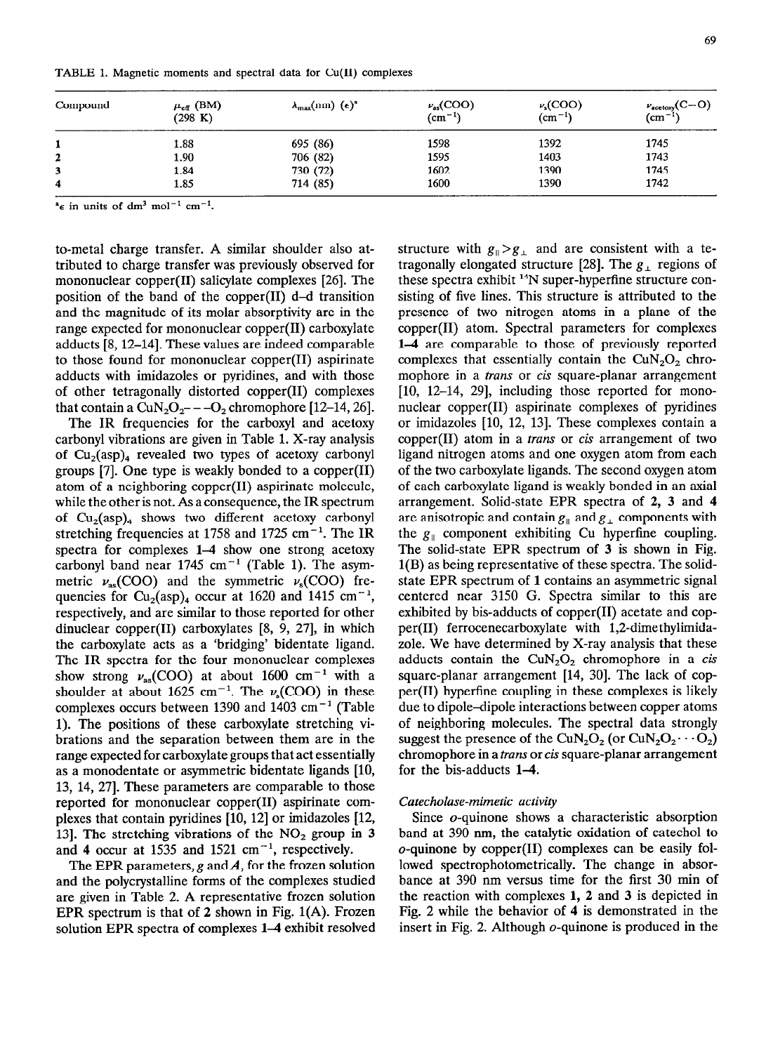TABLE 1. Magnetic moments and spectral data for Cu(II) complexes

| Compound | $\mu_{eff}$ (BM) (298 K) | $\lambda_{max}$(nm) ($\epsilon$)[a] | $\nu_{as}$(COO) ($cm^{-1}$) | $\nu_s$(COO) ($cm^{-1}$) | $\nu_{acetoxy}$(C–O) ($cm^{-1}$) |
|---|---|---|---|---|---|
| 1 | 1.88 | 695 (86) | 1598 | 1392 | 1745 |
| 2 | 1.90 | 706 (82) | 1595 | 1403 | 1743 |
| 3 | 1.84 | 730 (72) | 1602 | 1390 | 1745 |
| 4 | 1.85 | 714 (85) | 1600 | 1390 | 1742 |

[a]$\epsilon$ in units of $dm^3$ $mol^{-1}$ $cm^{-1}$.

to-metal charge transfer. A similar shoulder also attributed to charge transfer was previously observed for mononuclear copper(II) salicylate complexes [26]. The position of the band of the copper(II) d–d transition and the magnitude of its molar absorptivity are in the range expected for mononuclear copper(II) carboxylate adducts [8, 12–14]. These values are indeed comparable to those found for mononuclear copper(II) aspirinate adducts with imidazoles or pyridines, and with those of other tetragonally distorted copper(II) complexes that contain a $CuN_2O_2$– – –$O_2$ chromophore [12–14, 26].

The IR frequencies for the carboxyl and acetoxy carbonyl vibrations are given in Table 1. X-ray analysis of $Cu_2(asp)_4$ revealed two types of acetoxy carbonyl groups [7]. One type is weakly bonded to a copper(II) atom of a neighboring copper(II) aspirinate molecule, while the other is not. As a consequence, the IR spectrum of $Cu_2(asp)_4$ shows two different acetoxy carbonyl stretching frequencies at 1758 and 1725 $cm^{-1}$. The IR spectra for complexes 1–4 show one strong acetoxy carbonyl band near 1745 $cm^{-1}$ (Table 1). The asymmetric $\nu_{as}$(COO) and the symmetric $\nu_s$(COO) frequencies for $Cu_2(asp)_4$ occur at 1620 and 1415 $cm^{-1}$, respectively, and are similar to those reported for other dinuclear copper(II) carboxylates [8, 9, 27], in which the carboxylate acts as a 'bridging' bidentate ligand. The IR spectra for the four mononuclear complexes show strong $\nu_{as}$(COO) at about 1600 $cm^{-1}$ with a shoulder at about 1625 $cm^{-1}$. The $\nu_s$(COO) in these complexes occurs between 1390 and 1403 $cm^{-1}$ (Table 1). The positions of these carboxylate stretching vibrations and the separation between them are in the range expected for carboxylate groups that act essentially as a monodentate or asymmetric bidentate ligands [10, 13, 14, 27]. These parameters are comparable to those reported for mononuclear copper(II) aspirinate complexes that contain pyridines [10, 12] or imidazoles [12, 13]. The stretching vibrations of the $NO_2$ group in 3 and 4 occur at 1535 and 1521 $cm^{-1}$, respectively.

The EPR parameters, $g$ and $A$, for the frozen solution and the polycrystalline forms of the complexes studied are given in Table 2. A representative frozen solution EPR spectrum is that of 2 shown in Fig. 1(A). Frozen solution EPR spectra of complexes 1–4 exhibit resolved structure with $g_\parallel > g_\perp$ and are consistent with a tetragonally elongated structure [28]. The $g_\perp$ regions of these spectra exhibit $^{14}N$ super-hyperfine structure consisting of five lines. This structure is attributed to the presence of two nitrogen atoms in a plane of the copper(II) atom. Spectral parameters for complexes 1–4 are comparable to those of previously reported complexes that essentially contain the $CuN_2O_2$ chromophore in a *trans* or *cis* square-planar arrangement [10, 12–14, 29], including those reported for mononuclear copper(II) aspirinate complexes of pyridines or imidazoles [10, 12, 13]. These complexes contain a copper(II) atom in a *trans* or *cis* arrangement of two ligand nitrogen atoms and one oxygen atom from each of the two carboxylate ligands. The second oxygen atom of each carboxylate ligand is weakly bonded in an axial arrangement. Solid-state EPR spectra of 2, 3 and 4 are anisotropic and contain $g_\parallel$ and $g_\perp$ components with the $g_\parallel$ component exhibiting Cu hyperfine coupling. The solid-state EPR spectrum of 3 is shown in Fig. 1(B) as being representative of these spectra. The solid-state EPR spectrum of 1 contains an asymmetric signal centered near 3150 G. Spectra similar to this are exhibited by bis-adducts of copper(II) acetate and copper(II) ferrocenecarboxylate with 1,2-dimethylimidazole. We have determined by X-ray analysis that these adducts contain the $CuN_2O_2$ chromophore in a *cis* square-planar arrangement [14, 30]. The lack of copper(II) hyperfine coupling in these complexes is likely due to dipole–dipole interactions between copper atoms of neighboring molecules. The spectral data strongly suggest the presence of the $CuN_2O_2$ (or $CuN_2O_2 \cdots O_2$) chromophore in a *trans* or *cis* square-planar arrangement for the bis-adducts 1–4.

### *Catecholase-mimetic activity*

Since *o*-quinone shows a characteristic absorption band at 390 nm, the catalytic oxidation of catechol to *o*-quinone by copper(II) complexes can be easily followed spectrophotometrically. The change in absorbance at 390 nm versus time for the first 30 min of the reaction with complexes 1, 2 and 3 is depicted in Fig. 2 while the behavior of 4 is demonstrated in the insert in Fig. 2. Although *o*-quinone is produced in the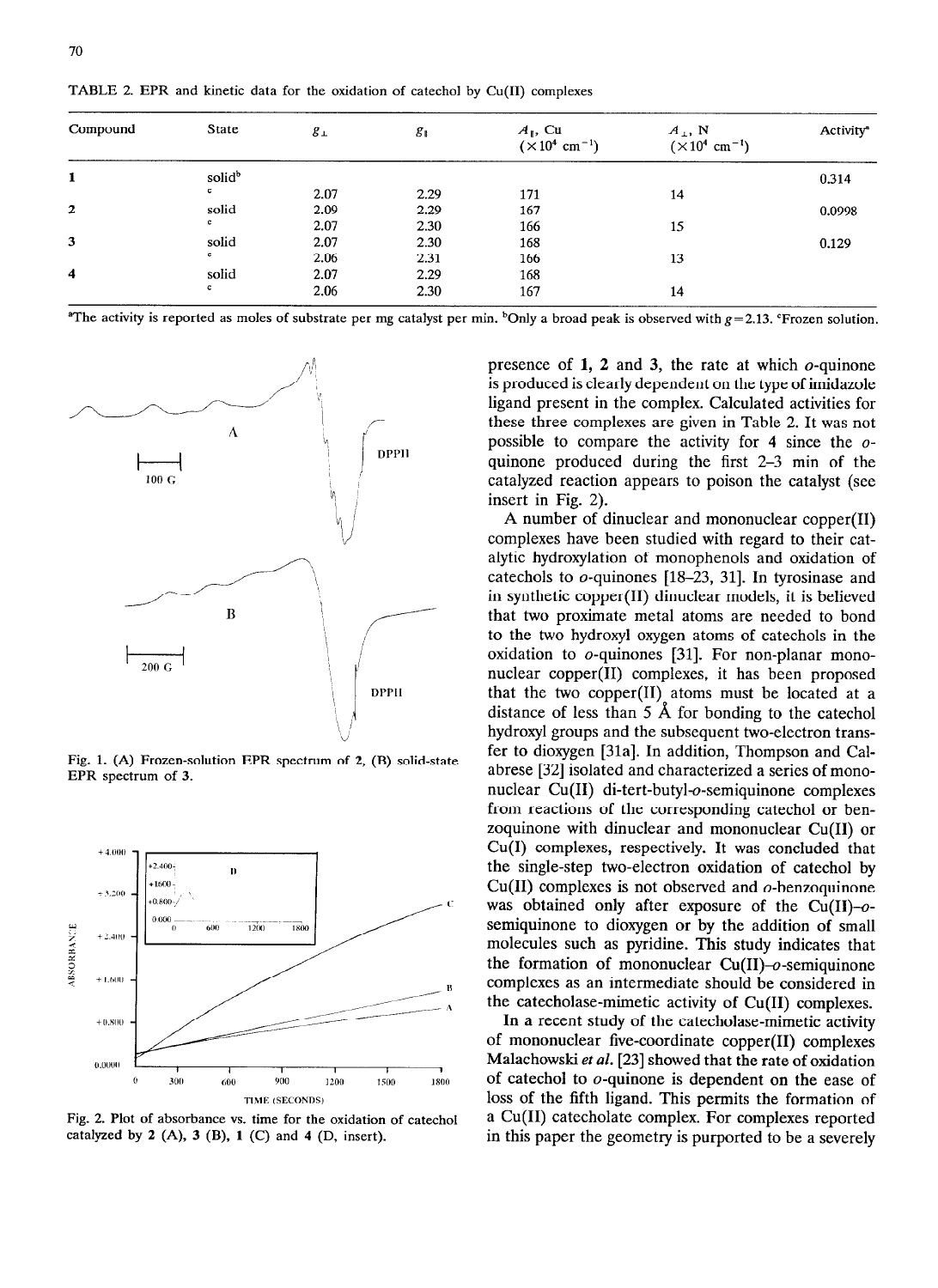TABLE 2. EPR and kinetic data for the oxidation of catechol by Cu(II) complexes

| Compound | State | $g_\perp$ | $g_\parallel$ | $A_\parallel$, Cu ($\times 10^4$ cm$^{-1}$) | $A_\perp$, N ($\times 10^4$ cm$^{-1}$) | Activity[a] |
|---|---|---|---|---|---|---|
| 1 | solid[b] | | | | | 0.314 |
| | [c] | 2.07 | 2.29 | 171 | 14 | |
| 2 | solid | 2.09 | 2.29 | 167 | | 0.0998 |
| | [c] | 2.07 | 2.30 | 166 | 15 | |
| 3 | solid | 2.07 | 2.30 | 168 | | 0.129 |
| | [c] | 2.06 | 2.31 | 166 | 13 | |
| 4 | solid | 2.07 | 2.29 | 168 | | |
| | [c] | 2.06 | 2.30 | 167 | 14 | |

[a]The activity is reported as moles of substrate per mg catalyst per min. [b]Only a broad peak is observed with $g = 2.13$. [c]Frozen solution.

Fig. 1. (A) Frozen-solution EPR spectrum of 2, (B) solid-state EPR spectrum of 3.

Fig. 2. Plot of absorbance vs. time for the oxidation of catechol catalyzed by 2 (A), 3 (B), 1 (C) and 4 (D, insert).

presence of 1, 2 and 3, the rate at which *o*-quinone is produced is clearly dependent on the type of imidazole ligand present in the complex. Calculated activities for these three complexes are given in Table 2. It was not possible to compare the activity for 4 since the *o*-quinone produced during the first 2–3 min of the catalyzed reaction appears to poison the catalyst (see insert in Fig. 2).

A number of dinuclear and mononuclear copper(II) complexes have been studied with regard to their catalytic hydroxylation of monophenols and oxidation of catechols to *o*-quinones [18–23, 31]. In tyrosinase and in synthetic copper(II) dinuclear models, it is believed that two proximate metal atoms are needed to bond to the two hydroxyl oxygen atoms of catechols in the oxidation to *o*-quinones [31]. For non-planar mononuclear copper(II) complexes, it has been proposed that the two copper(II) atoms must be located at a distance of less than 5 Å for bonding to the catechol hydroxyl groups and the subsequent two-electron transfer to dioxygen [31a]. In addition, Thompson and Calabrese [32] isolated and characterized a series of mononuclear Cu(II) di-tert-butyl-*o*-semiquinone complexes from reactions of the corresponding catechol or benzoquinone with dinuclear and mononuclear Cu(II) or Cu(I) complexes, respectively. It was concluded that the single-step two-electron oxidation of catechol by Cu(II) complexes is not observed and *o*-benzoquinone was obtained only after exposure of the Cu(II)–*o*-semiquinone to dioxygen or by the addition of small molecules such as pyridine. This study indicates that the formation of mononuclear Cu(II)–*o*-semiquinone complexes as an intermediate should be considered in the catecholase-mimetic activity of Cu(II) complexes.

In a recent study of the catecholase-mimetic activity of mononuclear five-coordinate copper(II) complexes Malachowski *et al.* [23] showed that the rate of oxidation of catechol to *o*-quinone is dependent on the ease of loss of the fifth ligand. This permits the formation of a Cu(II) catecholate complex. For complexes reported in this paper the geometry is purported to be a severely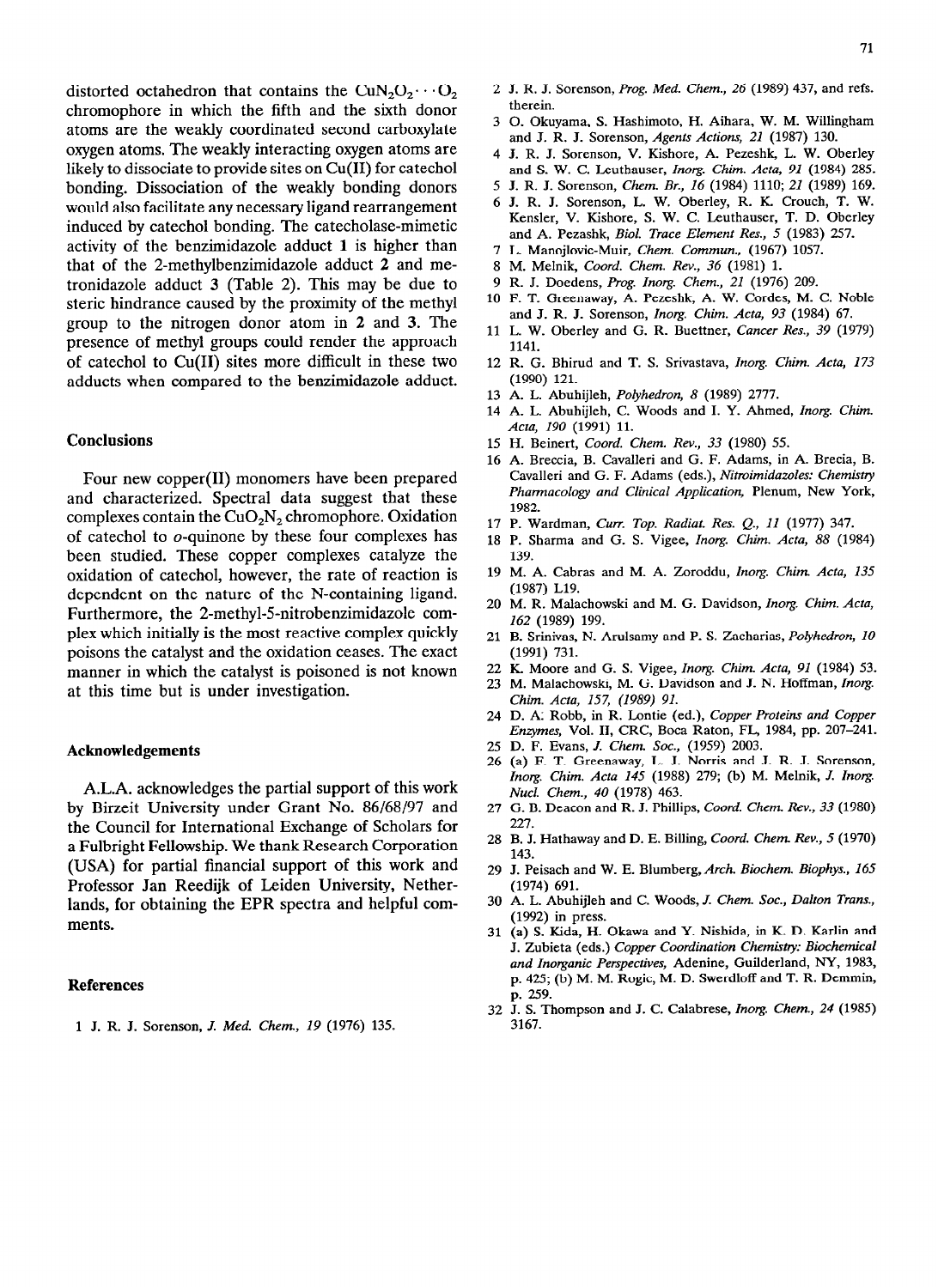distorted octahedron that contains the $CuN_2O_2\cdots O_2$ chromophore in which the fifth and the sixth donor atoms are the weakly coordinated second carboxylate oxygen atoms. The weakly interacting oxygen atoms are likely to dissociate to provide sites on Cu(II) for catechol bonding. Dissociation of the weakly bonding donors would also facilitate any necessary ligand rearrangement induced by catechol bonding. The catecholase-mimetic activity of the benzimidazole adduct **1** is higher than that of the 2-methylbenzimidazole adduct **2** and metronidazole adduct **3** (Table 2). This may be due to steric hindrance caused by the proximity of the methyl group to the nitrogen donor atom in **2** and **3**. The presence of methyl groups could render the approach of catechol to Cu(II) sites more difficult in these two adducts when compared to the benzimidazole adduct.

## Conclusions

Four new copper(II) monomers have been prepared and characterized. Spectral data suggest that these complexes contain the $CuO_2N_2$ chromophore. Oxidation of catechol to *o*-quinone by these four complexes has been studied. These copper complexes catalyze the oxidation of catechol, however, the rate of reaction is dependent on the nature of the N-containing ligand. Furthermore, the 2-methyl-5-nitrobenzimidazole complex which initially is the most reactive complex quickly poisons the catalyst and the oxidation ceases. The exact manner in which the catalyst is poisoned is not known at this time but is under investigation.

## Acknowledgements

A.L.A. acknowledges the partial support of this work by Birzeit University under Grant No. 86/68/97 and the Council for International Exchange of Scholars for a Fulbright Fellowship. We thank Research Corporation (USA) for partial financial support of this work and Professor Jan Reedijk of Leiden University, Netherlands, for obtaining the EPR spectra and helpful comments.

## References

1 J. R. J. Sorenson, *J. Med. Chem., 19* (1976) 135.

2 J. R. J. Sorenson, *Prog. Med. Chem., 26* (1989) 437, and refs. therein.

3 O. Okuyama, S. Hashimoto, H. Aihara, W. M. Willingham and J. R. J. Sorenson, *Agents Actions, 21* (1987) 130.

4 J. R. J. Sorenson, V. Kishore, A. Pezeshk, L. W. Oberley and S. W. C. Leuthauser, *Inorg. Chim. Acta, 91* (1984) 285.

5 J. R. J. Sorenson, *Chem. Br., 16* (1984) 1110; *21* (1989) 169.

6 J. R. J. Sorenson, L. W. Oberley, R. K. Crouch, T. W. Kensler, V. Kishore, S. W. C. Leuthauser, T. D. Oberley and A. Pezashk, *Biol. Trace Element Res., 5* (1983) 257.

7 L. Manojlovic-Muir, *Chem. Commun.,* (1967) 1057.

8 M. Melnik, *Coord. Chem. Rev., 36* (1981) 1.

9 R. J. Doedens, *Prog. Inorg. Chem., 21* (1976) 209.

10 F. T. Greenaway, A. Pezeshk, A. W. Cordes, M. C. Noble and J. R. J. Sorenson, *Inorg. Chim. Acta, 93* (1984) 67.

11 L. W. Oberley and G. R. Buettner, *Cancer Res., 39* (1979) 1141.

12 R. G. Bhirud and T. S. Srivastava, *Inorg. Chim. Acta, 173* (1990) 121.

13 A. L. Abuhijleh, *Polyhedron, 8* (1989) 2777.

14 A. L. Abuhijleh, C. Woods and I. Y. Ahmed, *Inorg. Chim. Acta, 190* (1991) 11.

15 H. Beinert, *Coord. Chem. Rev., 33* (1980) 55.

16 A. Breccia, B. Cavalleri and G. F. Adams, in A. Brecia, B. Cavalleri and G. F. Adams (eds.), *Nitroimidazoles: Chemistry Pharmacology and Clinical Application,* Plenum, New York, 1982.

17 P. Wardman, *Curr. Top. Radiat. Res. Q., 11* (1977) 347.

18 P. Sharma and G. S. Vigee, *Inorg. Chim. Acta, 88* (1984) 139.

19 M. A. Cabras and M. A. Zoroddu, *Inorg. Chim. Acta, 135* (1987) L19.

20 M. R. Malachowski and M. G. Davidson, *Inorg. Chim. Acta, 162* (1989) 199.

21 B. Srinivas, N. Arulsamy and P. S. Zacharias, *Polyhedron, 10* (1991) 731.

22 K. Moore and G. S. Vigee, *Inorg. Chim. Acta, 91* (1984) 53.

23 M. Malachowski, M. G. Davidson and J. N. Hoffman, *Inorg. Chim. Acta, 157, (1989) 91.*

24 D. A. Robb, in R. Lontie (ed.), *Copper Proteins and Copper Enzymes,* Vol. II, CRC, Boca Raton, FL, 1984, pp. 207–241.

25 D. F. Evans, *J. Chem. Soc.,* (1959) 2003.

26 (a) F. T. Greenaway, L. J. Norris and J. R. J. Sorenson, *Inorg. Chim. Acta 145* (1988) 279; (b) M. Melnik, *J. Inorg. Nucl. Chem., 40* (1978) 463.

27 G. B. Deacon and R. J. Phillips, *Coord. Chem. Rev., 33* (1980) 227.

28 B. J. Hathaway and D. E. Billing, *Coord. Chem. Rev., 5* (1970) 143.

29 J. Peisach and W. E. Blumberg, *Arch. Biochem. Biophys., 165* (1974) 691.

30 A. L. Abuhijleh and C. Woods, *J. Chem. Soc., Dalton Trans.,* (1992) in press.

31 (a) S. Kida, H. Okawa and Y. Nishida, in K. D. Karlin and J. Zubieta (eds.) *Copper Coordination Chemistry: Biochemical and Inorganic Perspectives,* Adenine, Guilderland, NY, 1983, p. 425; (b) M. M. Rogic, M. D. Swerdloff and T. R. Demmin, p. 259.

32 J. S. Thompson and J. C. Calabrese, *Inorg. Chem., 24* (1985) 3167.